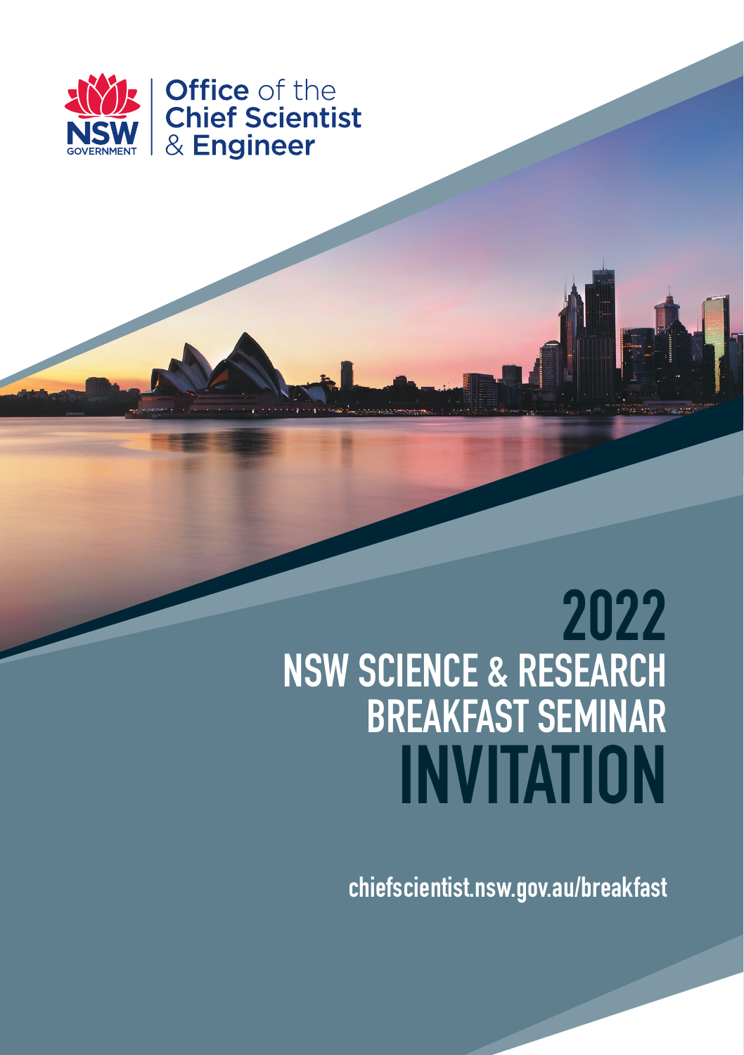Office of the Chief Scientist & Engineer

NSW GOVERNMENT

# 2022
# NSW SCIENCE & RESEARCH BREAKFAST SEMINAR
# INVITATION

chiefscientist.nsw.gov.au/breakfast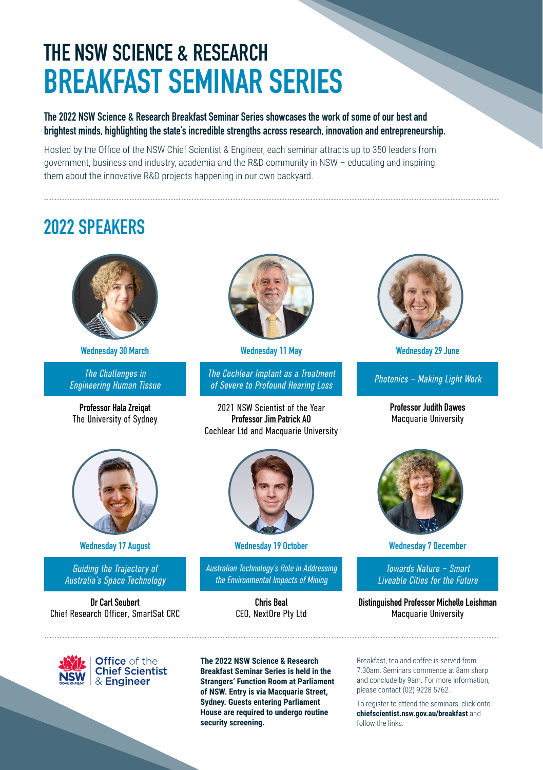# THE NSW SCIENCE & RESEARCH BREAKFAST SEMINAR SERIES

**The 2022 NSW Science & Research Breakfast Seminar Series showcases the work of some of our best and brightest minds, highlighting the state's incredible strengths across research, innovation and entrepreneurship.**

Hosted by the Office of the NSW Chief Scientist & Engineer, each seminar attracts up to 350 leaders from government, business and industry, academia and the R&D community in NSW – educating and inspiring them about the innovative R&D projects happening in our own backyard.

## 2022 SPEAKERS

**Wednesday 30 March**

*The Challenges in Engineering Human Tissue*

**Professor Hala Zreiqat**
The University of Sydney

**Wednesday 11 May**

*The Cochlear Implant as a Treatment of Severe to Profound Hearing Loss*

2021 NSW Scientist of the Year
**Professor Jim Patrick AO**
Cochlear Ltd and Macquarie University

**Wednesday 29 June**

*Photonics – Making Light Work*

**Professor Judith Dawes**
Macquarie University

**Wednesday 17 August**

*Guiding the Trajectory of Australia's Space Technology*

**Dr Carl Seubert**
Chief Research Officer, SmartSat CRC

**Wednesday 19 October**

*Australian Technology's Role in Addressing the Environmental Impacts of Mining*

**Chris Beal**
CEO, NextOre Pty Ltd

**Wednesday 7 December**

*Towards Nature – Smart Liveable Cities for the Future*

**Distinguished Professor Michelle Leishman**
Macquarie University

---

NSW Government | Office of the Chief Scientist & Engineer

**The 2022 NSW Science & Research Breakfast Seminar Series is held in the Strangers' Function Room at Parliament of NSW. Entry is via Macquarie Street, Sydney. Guests entering Parliament House are required to undergo routine security screening.**

Breakfast, tea and coffee is served from 7.30am. Seminars commence at 8am sharp and conclude by 9am. For more information, please contact (02) 9228 5762.

To register to attend the seminars, click onto **chiefscientist.nsw.gov.au/breakfast** and follow the links.